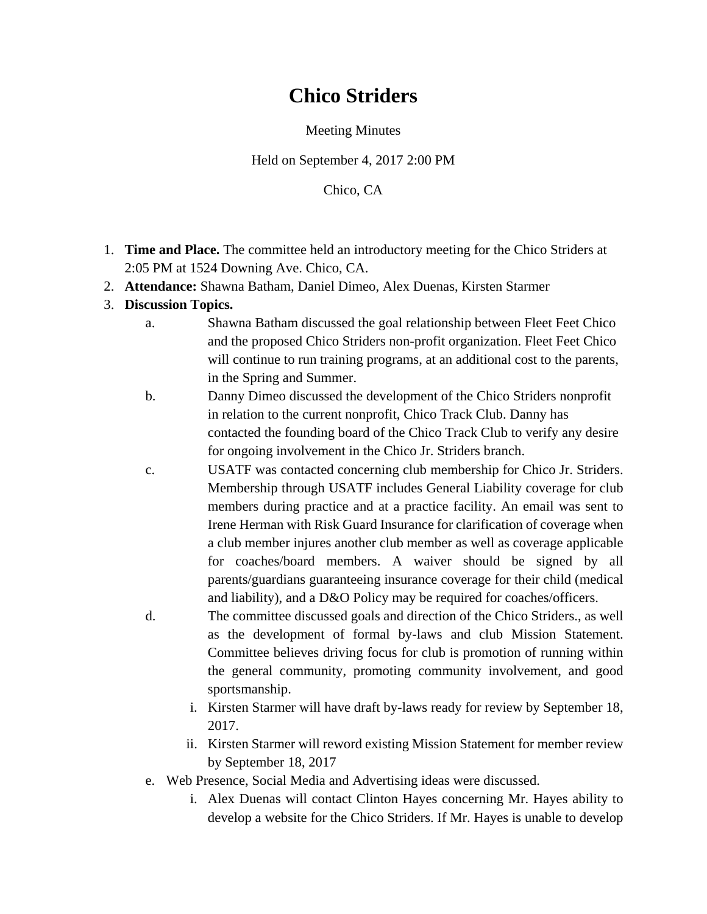# Chico Striders

Meeting Minutes

Held on September 4, 2017 2:00 PM

Chico, CA

1. **Time and Place.** The committee held an introductory meeting for the Chico Striders at 2:05 PM at 1524 Downing Ave. Chico, CA.
2. **Attendance:** Shawna Batham, Daniel Dimeo, Alex Duenas, Kirsten Starmer
3. **Discussion Topics.**
   a. Shawna Batham discussed the goal relationship between Fleet Feet Chico and the proposed Chico Striders non-profit organization. Fleet Feet Chico will continue to run training programs, at an additional cost to the parents, in the Spring and Summer.
   b. Danny Dimeo discussed the development of the Chico Striders nonprofit in relation to the current nonprofit, Chico Track Club. Danny has contacted the founding board of the Chico Track Club to verify any desire for ongoing involvement in the Chico Jr. Striders branch.
   c. USATF was contacted concerning club membership for Chico Jr. Striders. Membership through USATF includes General Liability coverage for club members during practice and at a practice facility. An email was sent to Irene Herman with Risk Guard Insurance for clarification of coverage when a club member injures another club member as well as coverage applicable for coaches/board members. A waiver should be signed by all parents/guardians guaranteeing insurance coverage for their child (medical and liability), and a D&O Policy may be required for coaches/officers.
   d. The committee discussed goals and direction of the Chico Striders., as well as the development of formal by-laws and club Mission Statement. Committee believes driving focus for club is promotion of running within the general community, promoting community involvement, and good sportsmanship.
      i. Kirsten Starmer will have draft by-laws ready for review by September 18, 2017.
      ii. Kirsten Starmer will reword existing Mission Statement for member review by September 18, 2017
   e. Web Presence, Social Media and Advertising ideas were discussed.
      i. Alex Duenas will contact Clinton Hayes concerning Mr. Hayes ability to develop a website for the Chico Striders. If Mr. Hayes is unable to develop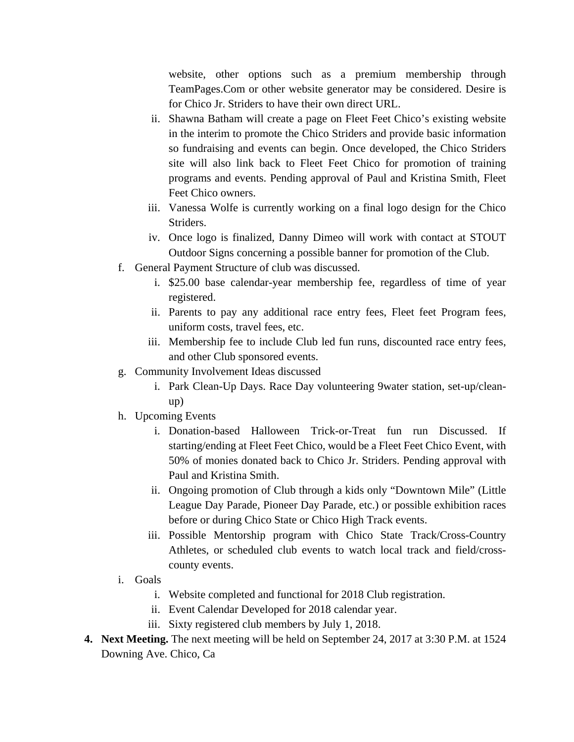website, other options such as a premium membership through TeamPages.Com or other website generator may be considered. Desire is for Chico Jr. Striders to have their own direct URL.

   ii. Shawna Batham will create a page on Fleet Feet Chico's existing website in the interim to promote the Chico Striders and provide basic information so fundraising and events can begin. Once developed, the Chico Striders site will also link back to Fleet Feet Chico for promotion of training programs and events. Pending approval of Paul and Kristina Smith, Fleet Feet Chico owners.
   iii. Vanessa Wolfe is currently working on a final logo design for the Chico Striders.
   iv. Once logo is finalized, Danny Dimeo will work with contact at STOUT Outdoor Signs concerning a possible banner for promotion of the Club.

f. General Payment Structure of club was discussed.
   i. $25.00 base calendar-year membership fee, regardless of time of year registered.
   ii. Parents to pay any additional race entry fees, Fleet feet Program fees, uniform costs, travel fees, etc.
   iii. Membership fee to include Club led fun runs, discounted race entry fees, and other Club sponsored events.

g. Community Involvement Ideas discussed
   i. Park Clean-Up Days. Race Day volunteering 9water station, set-up/clean-up)

h. Upcoming Events
   i. Donation-based Halloween Trick-or-Treat fun run Discussed. If starting/ending at Fleet Feet Chico, would be a Fleet Feet Chico Event, with 50% of monies donated back to Chico Jr. Striders. Pending approval with Paul and Kristina Smith.
   ii. Ongoing promotion of Club through a kids only "Downtown Mile" (Little League Day Parade, Pioneer Day Parade, etc.) or possible exhibition races before or during Chico State or Chico High Track events.
   iii. Possible Mentorship program with Chico State Track/Cross-Country Athletes, or scheduled club events to watch local track and field/cross-county events.

i. Goals
   i. Website completed and functional for 2018 Club registration.
   ii. Event Calendar Developed for 2018 calendar year.
   iii. Sixty registered club members by July 1, 2018.

4. **Next Meeting.** The next meeting will be held on September 24, 2017 at 3:30 P.M. at 1524 Downing Ave. Chico, Ca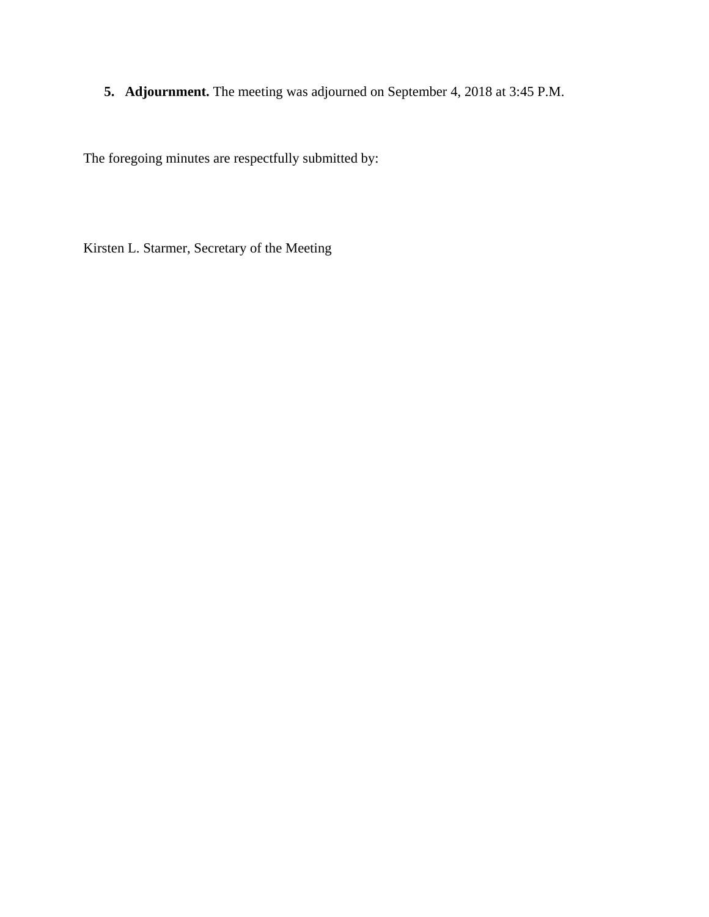5. **Adjournment.** The meeting was adjourned on September 4, 2018 at 3:45 P.M.

The foregoing minutes are respectfully submitted by:

Kirsten L. Starmer, Secretary of the Meeting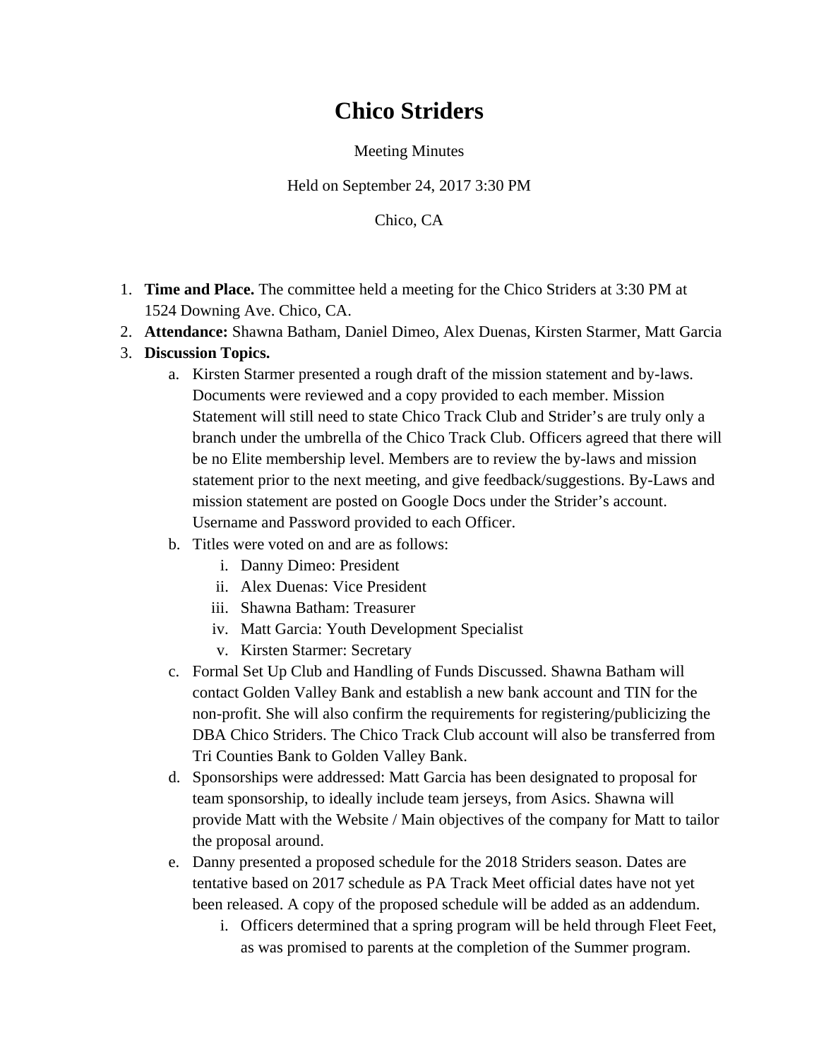# Chico Striders

Meeting Minutes

Held on September 24, 2017 3:30 PM

Chico, CA

1. **Time and Place.** The committee held a meeting for the Chico Striders at 3:30 PM at 1524 Downing Ave. Chico, CA.
2. **Attendance:** Shawna Batham, Daniel Dimeo, Alex Duenas, Kirsten Starmer, Matt Garcia
3. **Discussion Topics.**
   a. Kirsten Starmer presented a rough draft of the mission statement and by-laws. Documents were reviewed and a copy provided to each member. Mission Statement will still need to state Chico Track Club and Strider's are truly only a branch under the umbrella of the Chico Track Club. Officers agreed that there will be no Elite membership level. Members are to review the by-laws and mission statement prior to the next meeting, and give feedback/suggestions. By-Laws and mission statement are posted on Google Docs under the Strider's account. Username and Password provided to each Officer.
   b. Titles were voted on and are as follows:
      i. Danny Dimeo: President
      ii. Alex Duenas: Vice President
      iii. Shawna Batham: Treasurer
      iv. Matt Garcia: Youth Development Specialist
      v. Kirsten Starmer: Secretary
   c. Formal Set Up Club and Handling of Funds Discussed. Shawna Batham will contact Golden Valley Bank and establish a new bank account and TIN for the non-profit. She will also confirm the requirements for registering/publicizing the DBA Chico Striders. The Chico Track Club account will also be transferred from Tri Counties Bank to Golden Valley Bank.
   d. Sponsorships were addressed: Matt Garcia has been designated to proposal for team sponsorship, to ideally include team jerseys, from Asics. Shawna will provide Matt with the Website / Main objectives of the company for Matt to tailor the proposal around.
   e. Danny presented a proposed schedule for the 2018 Striders season. Dates are tentative based on 2017 schedule as PA Track Meet official dates have not yet been released. A copy of the proposed schedule will be added as an addendum.
      i. Officers determined that a spring program will be held through Fleet Feet, as was promised to parents at the completion of the Summer program.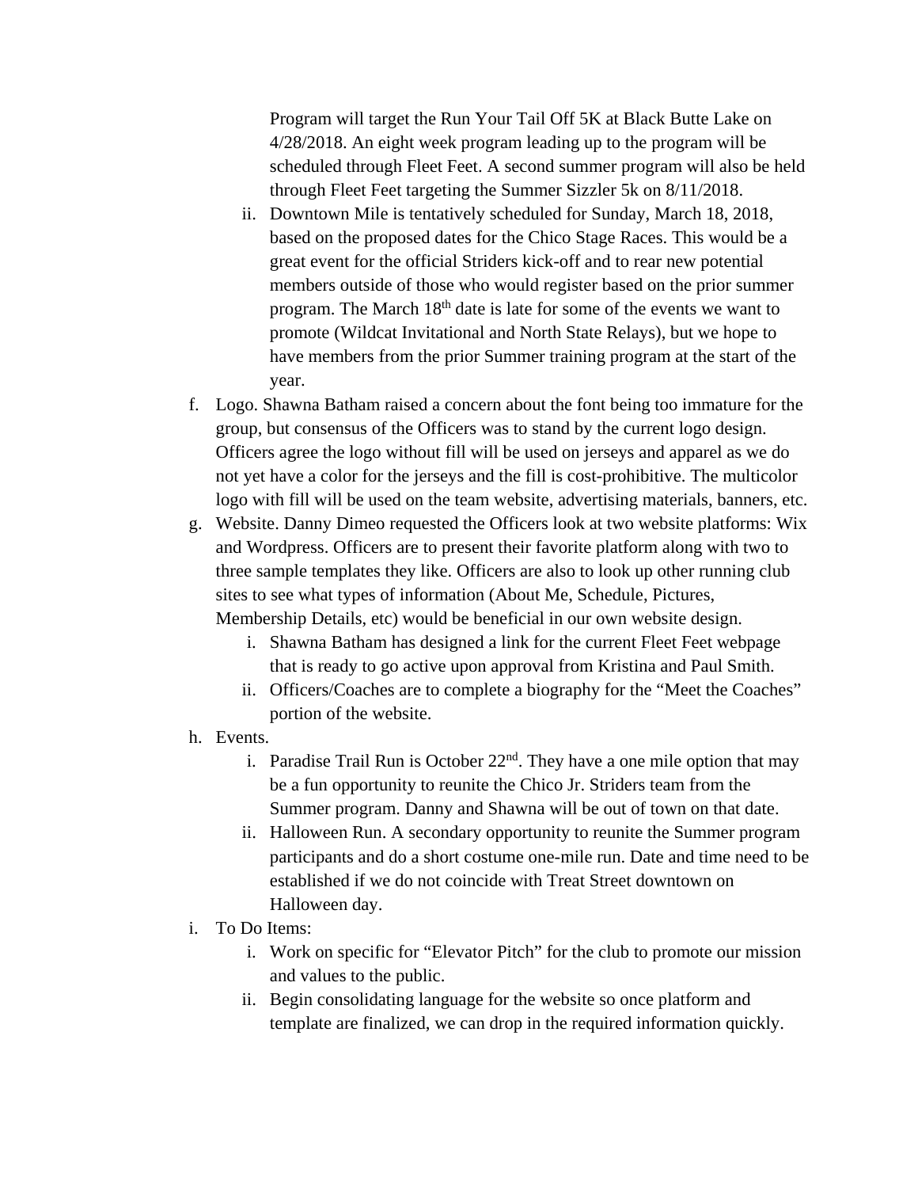Program will target the Run Your Tail Off 5K at Black Butte Lake on 4/28/2018. An eight week program leading up to the program will be scheduled through Fleet Feet. A second summer program will also be held through Fleet Feet targeting the Summer Sizzler 5k on 8/11/2018.

   ii. Downtown Mile is tentatively scheduled for Sunday, March 18, 2018, based on the proposed dates for the Chico Stage Races. This would be a great event for the official Striders kick-off and to rear new potential members outside of those who would register based on the prior summer program. The March 18th date is late for some of the events we want to promote (Wildcat Invitational and North State Relays), but we hope to have members from the prior Summer training program at the start of the year.

f. Logo. Shawna Batham raised a concern about the font being too immature for the group, but consensus of the Officers was to stand by the current logo design. Officers agree the logo without fill will be used on jerseys and apparel as we do not yet have a color for the jerseys and the fill is cost-prohibitive. The multicolor logo with fill will be used on the team website, advertising materials, banners, etc.

g. Website. Danny Dimeo requested the Officers look at two website platforms: Wix and Wordpress. Officers are to present their favorite platform along with two to three sample templates they like. Officers are also to look up other running club sites to see what types of information (About Me, Schedule, Pictures, Membership Details, etc) would be beneficial in our own website design.

   i. Shawna Batham has designed a link for the current Fleet Feet webpage that is ready to go active upon approval from Kristina and Paul Smith.

   ii. Officers/Coaches are to complete a biography for the "Meet the Coaches" portion of the website.

h. Events.

   i. Paradise Trail Run is October 22nd. They have a one mile option that may be a fun opportunity to reunite the Chico Jr. Striders team from the Summer program. Danny and Shawna will be out of town on that date.

   ii. Halloween Run. A secondary opportunity to reunite the Summer program participants and do a short costume one-mile run. Date and time need to be established if we do not coincide with Treat Street downtown on Halloween day.

i. To Do Items:

   i. Work on specific for "Elevator Pitch" for the club to promote our mission and values to the public.

   ii. Begin consolidating language for the website so once platform and template are finalized, we can drop in the required information quickly.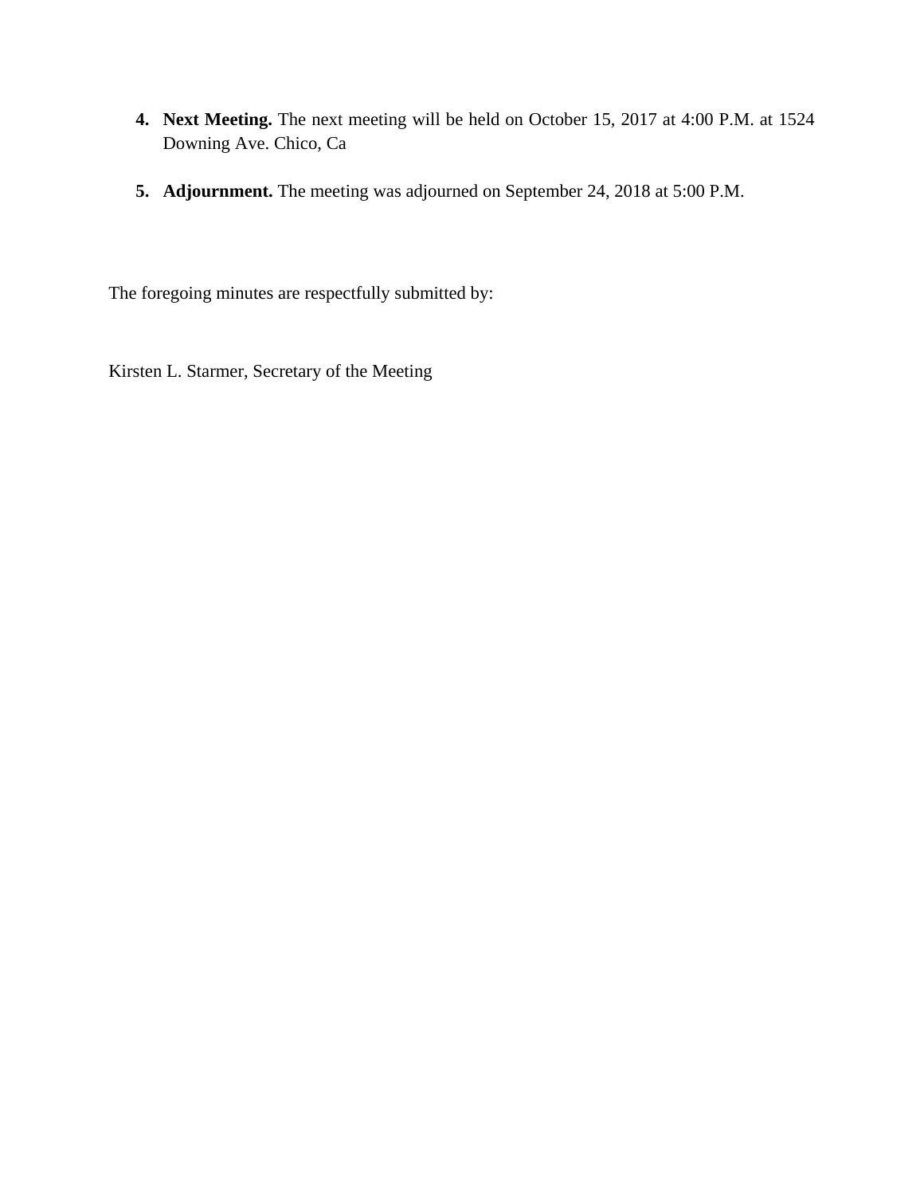4. **Next Meeting.** The next meeting will be held on October 15, 2017 at 4:00 P.M. at 1524 Downing Ave. Chico, Ca

5. **Adjournment.** The meeting was adjourned on September 24, 2018 at 5:00 P.M.

The foregoing minutes are respectfully submitted by:

Kirsten L. Starmer, Secretary of the Meeting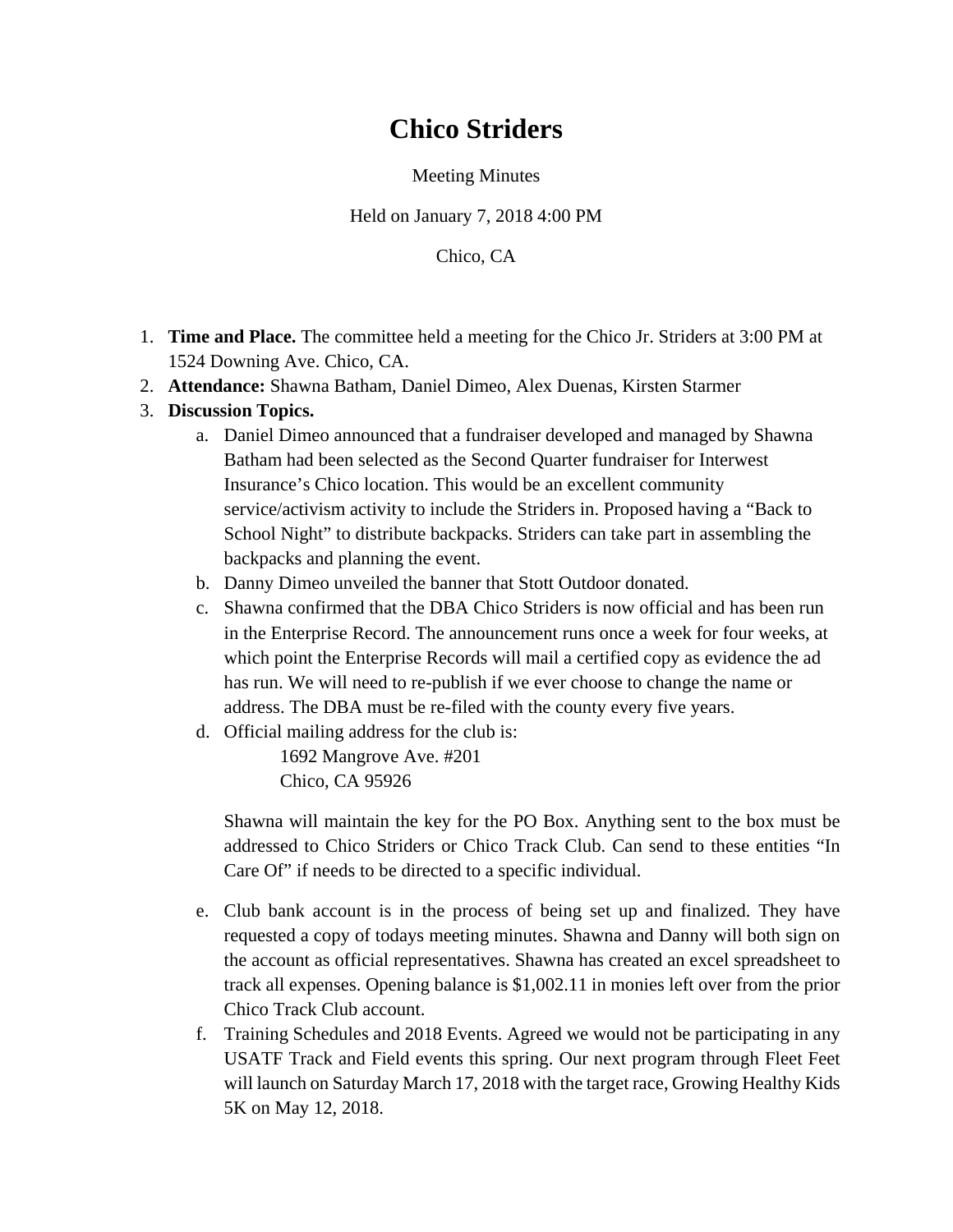# Chico Striders

Meeting Minutes

Held on January 7, 2018 4:00 PM

Chico, CA

1. **Time and Place.** The committee held a meeting for the Chico Jr. Striders at 3:00 PM at 1524 Downing Ave. Chico, CA.
2. **Attendance:** Shawna Batham, Daniel Dimeo, Alex Duenas, Kirsten Starmer
3. **Discussion Topics.**
   a. Daniel Dimeo announced that a fundraiser developed and managed by Shawna Batham had been selected as the Second Quarter fundraiser for Interwest Insurance's Chico location. This would be an excellent community service/activism activity to include the Striders in. Proposed having a "Back to School Night" to distribute backpacks. Striders can take part in assembling the backpacks and planning the event.
   b. Danny Dimeo unveiled the banner that Stott Outdoor donated.
   c. Shawna confirmed that the DBA Chico Striders is now official and has been run in the Enterprise Record. The announcement runs once a week for four weeks, at which point the Enterprise Records will mail a certified copy as evidence the ad has run. We will need to re-publish if we ever choose to change the name or address. The DBA must be re-filed with the county every five years.
   d. Official mailing address for the club is:

      1692 Mangrove Ave. #201
      Chico, CA 95926

      Shawna will maintain the key for the PO Box. Anything sent to the box must be addressed to Chico Striders or Chico Track Club. Can send to these entities "In Care Of" if needs to be directed to a specific individual.

   e. Club bank account is in the process of being set up and finalized. They have requested a copy of todays meeting minutes. Shawna and Danny will both sign on the account as official representatives. Shawna has created an excel spreadsheet to track all expenses. Opening balance is $1,002.11 in monies left over from the prior Chico Track Club account.
   f. Training Schedules and 2018 Events. Agreed we would not be participating in any USATF Track and Field events this spring. Our next program through Fleet Feet will launch on Saturday March 17, 2018 with the target race, Growing Healthy Kids 5K on May 12, 2018.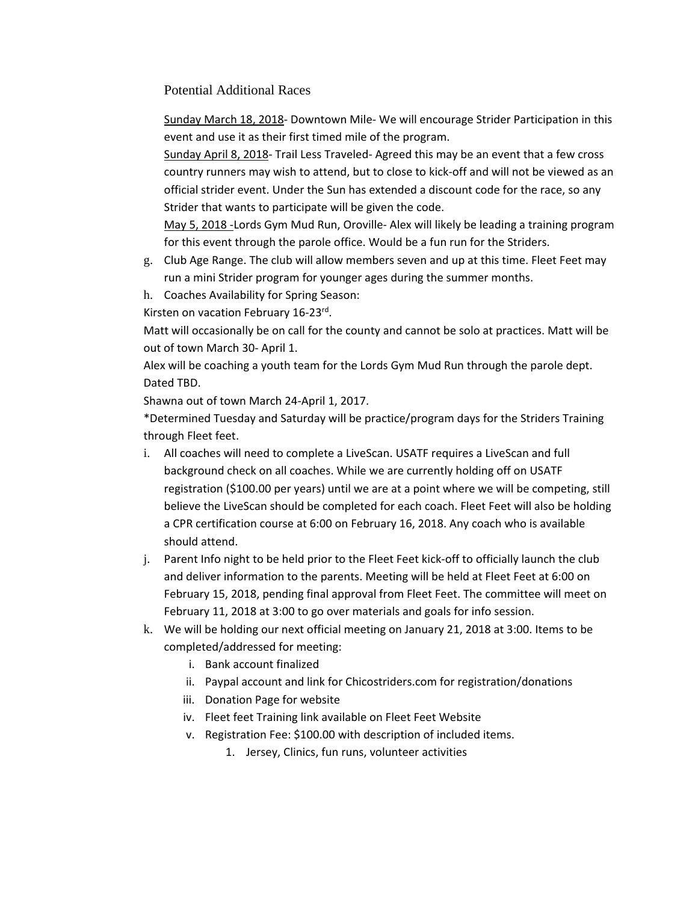Potential Additional Races

Sunday March 18, 2018- Downtown Mile- We will encourage Strider Participation in this event and use it as their first timed mile of the program.

Sunday April 8, 2018- Trail Less Traveled- Agreed this may be an event that a few cross country runners may wish to attend, but to close to kick-off and will not be viewed as an official strider event. Under the Sun has extended a discount code for the race, so any Strider that wants to participate will be given the code.

May 5, 2018 -Lords Gym Mud Run, Oroville- Alex will likely be leading a training program for this event through the parole office. Would be a fun run for the Striders.

g. Club Age Range. The club will allow members seven and up at this time. Fleet Feet may run a mini Strider program for younger ages during the summer months.

h. Coaches Availability for Spring Season:

Kirsten on vacation February 16-23rd.

Matt will occasionally be on call for the county and cannot be solo at practices. Matt will be out of town March 30- April 1.

Alex will be coaching a youth team for the Lords Gym Mud Run through the parole dept. Dated TBD.

Shawna out of town March 24-April 1, 2017.

*Determined Tuesday and Saturday will be practice/program days for the Striders Training through Fleet feet.

i. All coaches will need to complete a LiveScan. USATF requires a LiveScan and full background check on all coaches. While we are currently holding off on USATF registration ($100.00 per years) until we are at a point where we will be competing, still believe the LiveScan should be completed for each coach. Fleet Feet will also be holding a CPR certification course at 6:00 on February 16, 2018. Any coach who is available should attend.

j. Parent Info night to be held prior to the Fleet Feet kick-off to officially launch the club and deliver information to the parents. Meeting will be held at Fleet Feet at 6:00 on February 15, 2018, pending final approval from Fleet Feet. The committee will meet on February 11, 2018 at 3:00 to go over materials and goals for info session.

k. We will be holding our next official meeting on January 21, 2018 at 3:00. Items to be completed/addressed for meeting:
   - i. Bank account finalized
   - ii. Paypal account and link for Chicostriders.com for registration/donations
   - iii. Donation Page for website
   - iv. Fleet feet Training link available on Fleet Feet Website
   - v. Registration Fee: $100.00 with description of included items.
     1. Jersey, Clinics, fun runs, volunteer activities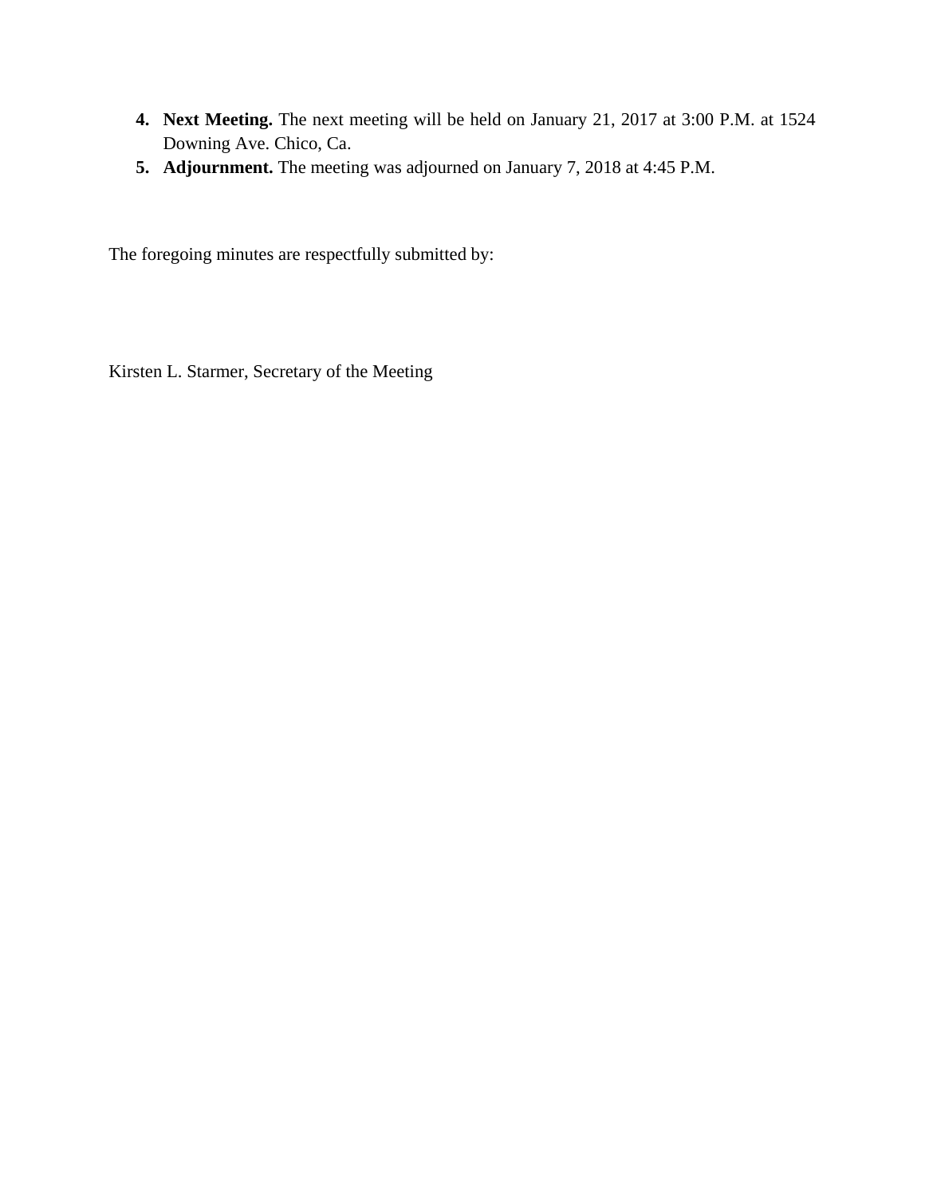4. **Next Meeting.** The next meeting will be held on January 21, 2017 at 3:00 P.M. at 1524 Downing Ave. Chico, Ca.
5. **Adjournment.** The meeting was adjourned on January 7, 2018 at 4:45 P.M.

The foregoing minutes are respectfully submitted by:

Kirsten L. Starmer, Secretary of the Meeting